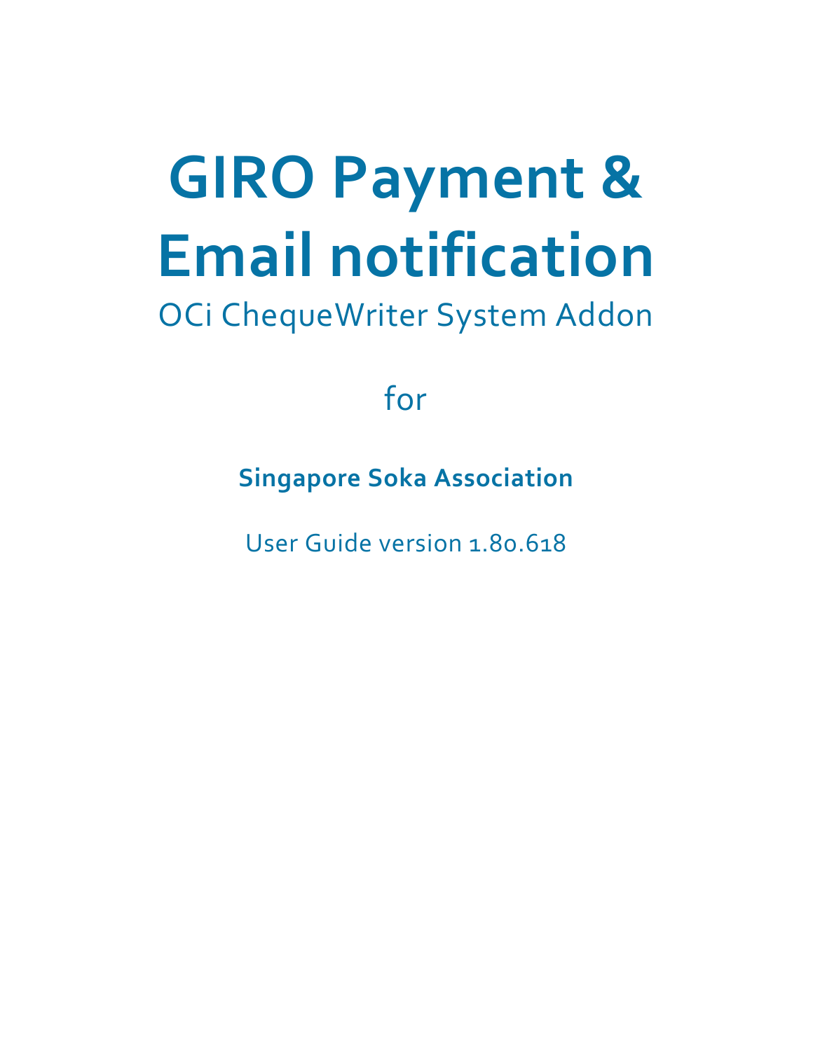# GIRO Payment & Email notification

OCi ChequeWriter System Addon

for

**Singapore Soka Association**

User Guide version 1.80.618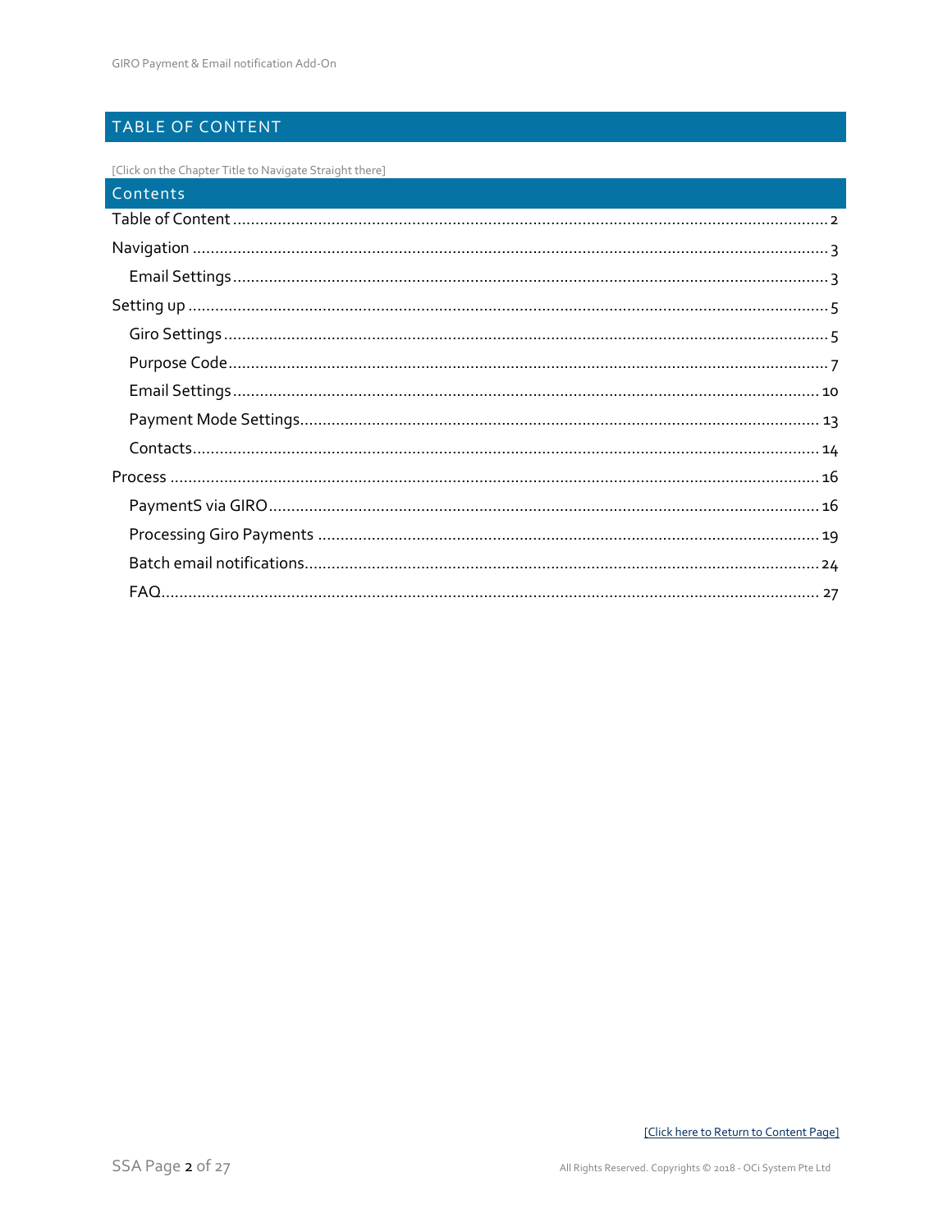# TABLE OF CONTENT

[Click on the Chapter Title to Navigate Straight there]

## Contents

- Table of Content ..... 2
- Navigation ..... 3
  - Email Settings ..... 3
- Setting up ..... 5
  - Giro Settings ..... 5
  - Purpose Code ..... 7
  - Email Settings ..... 10
  - Payment Mode Settings ..... 13
  - Contacts ..... 14
- Process ..... 16
  - PaymentS via GIRO ..... 16
  - Processing Giro Payments ..... 19
  - Batch email notifications ..... 24
  - FAQ ..... 27

[Click here to Return to Content Page]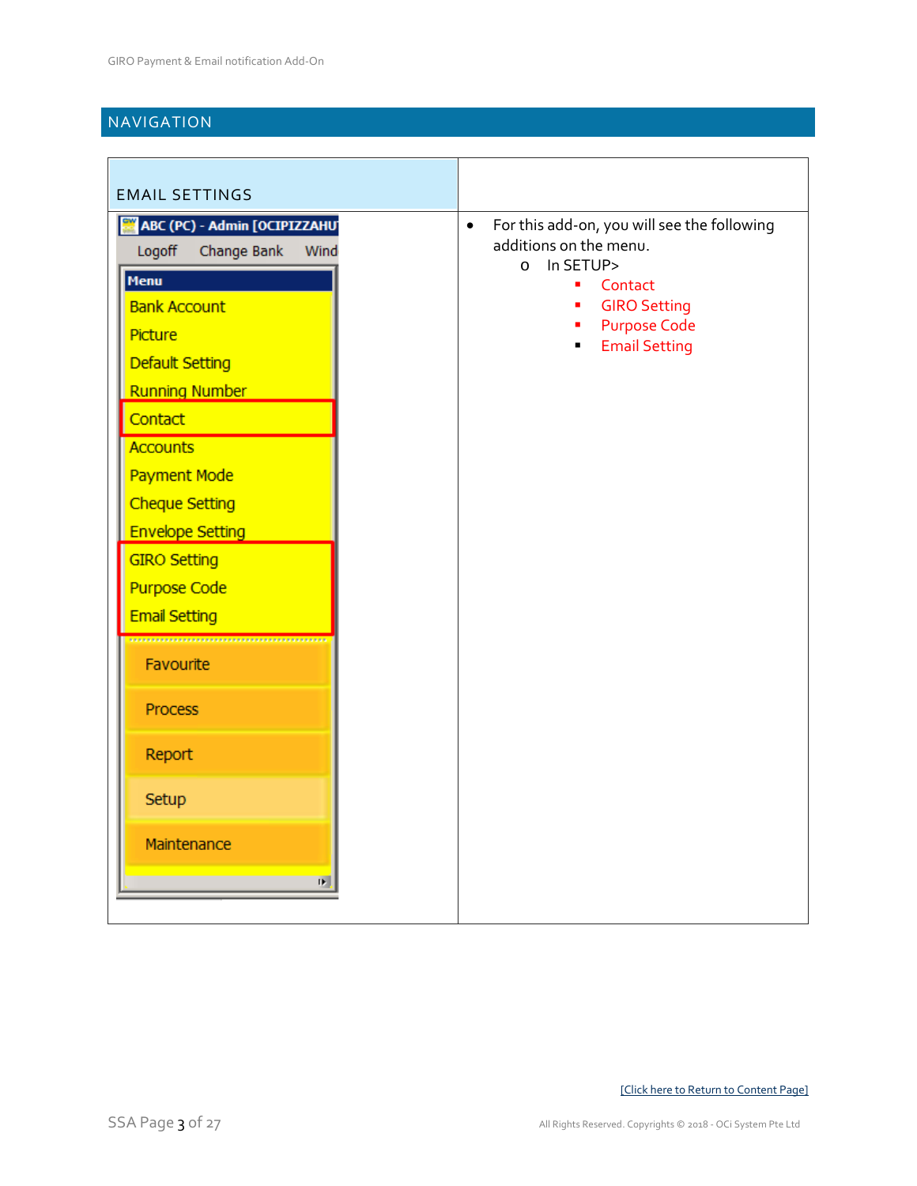## NAVIGATION

| EMAIL SETTINGS | |
|---|---|
| ABC (PC) - Admin [OCIPIZZAHU<br>Logoff Change Bank Wind<br>Menu<br>Bank Account<br>Picture<br>Default Setting<br>Running Number<br>Contact<br>Accounts<br>Payment Mode<br>Cheque Setting<br>Envelope Setting<br>GIRO Setting<br>Purpose Code<br>Email Setting<br>Favourite<br>Process<br>Report<br>Setup<br>Maintenance | • For this add-on, you will see the following additions on the menu.<br>o In SETUP><br>▪ Contact<br>▪ GIRO Setting<br>▪ Purpose Code<br>▪ Email Setting |

[Click here to Return to Content Page]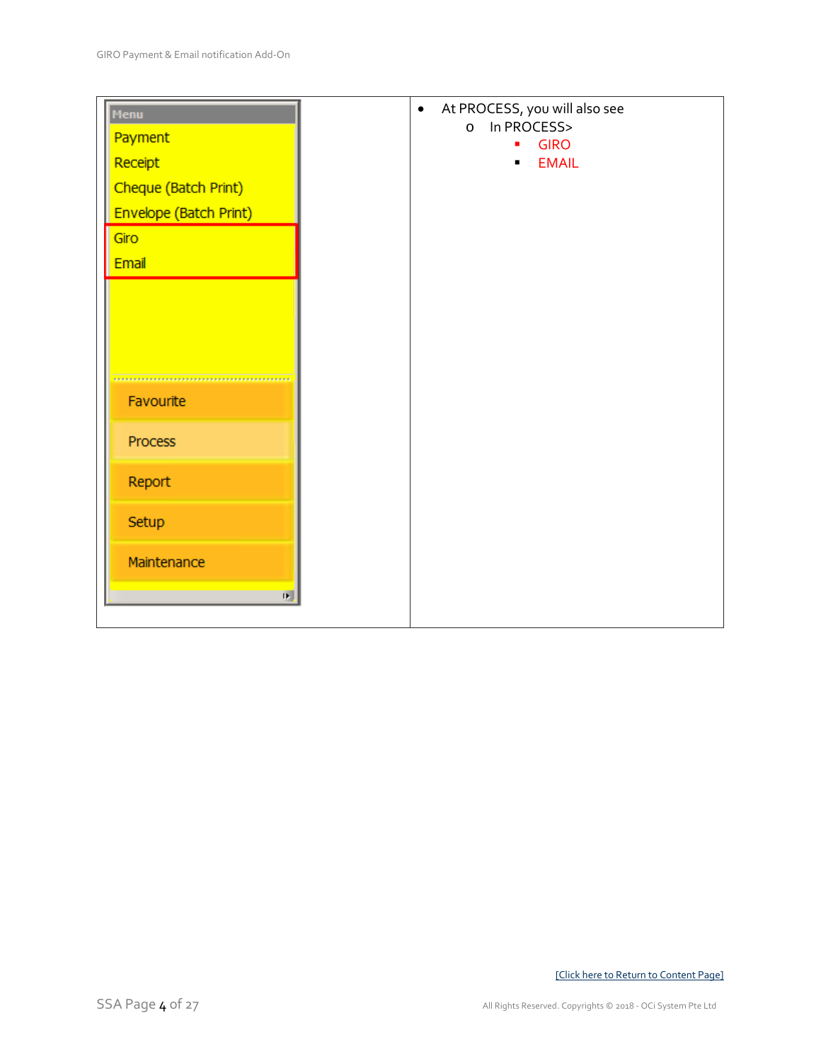| Menu | |
|---|---|
| Payment<br>Receipt<br>Cheque (Batch Print)<br>Envelope (Batch Print)<br>Giro<br>Email<br><br>Favourite<br>Process<br>Report<br>Setup<br>Maintenance | • At PROCESS, you will also see<br>&nbsp;&nbsp;&nbsp;o In PROCESS><br>&nbsp;&nbsp;&nbsp;&nbsp;&nbsp;&nbsp;▪ GIRO<br>&nbsp;&nbsp;&nbsp;&nbsp;&nbsp;&nbsp;▪ EMAIL |

[Click here to Return to Content Page]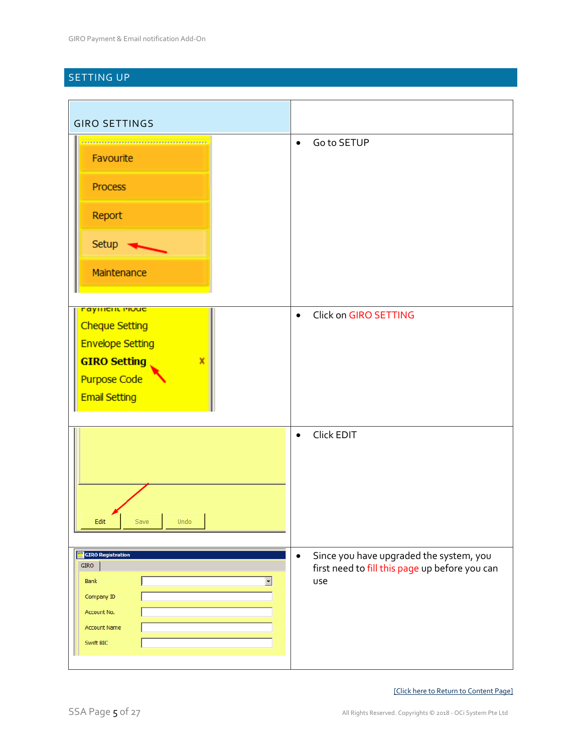## SETTING UP

| GIRO SETTINGS | |
|---|---|
| | • Go to SETUP |
| | • Click on GIRO SETTING |
| | • Click EDIT |
| | • Since you have upgraded the system, you first need to fill this page up before you can use |

[Click here to Return to Content Page]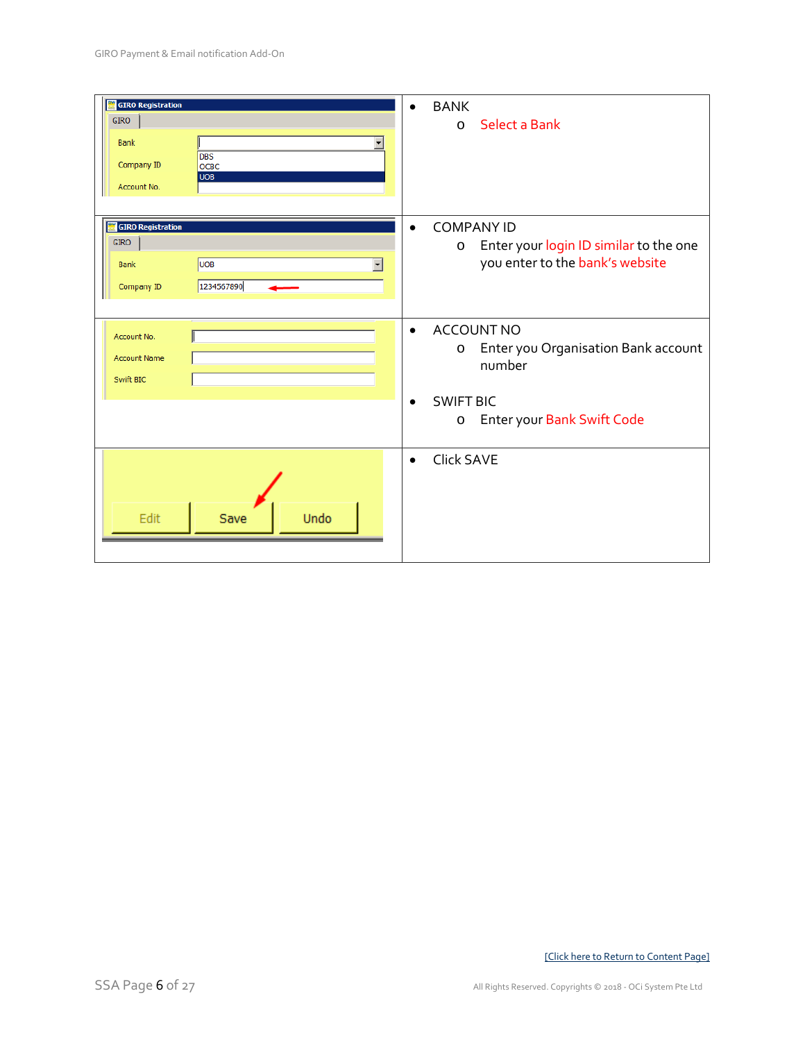| | |
|---|---|
| | • BANK<br>  o Select a Bank |
| | • COMPANY ID<br>  o Enter your login ID similar to the one you enter to the bank's website |
| | • ACCOUNT NO<br>  o Enter you Organisation Bank account number<br><br>• SWIFT BIC<br>  o Enter your Bank Swift Code |
| | • Click SAVE |

[Click here to Return to Content Page]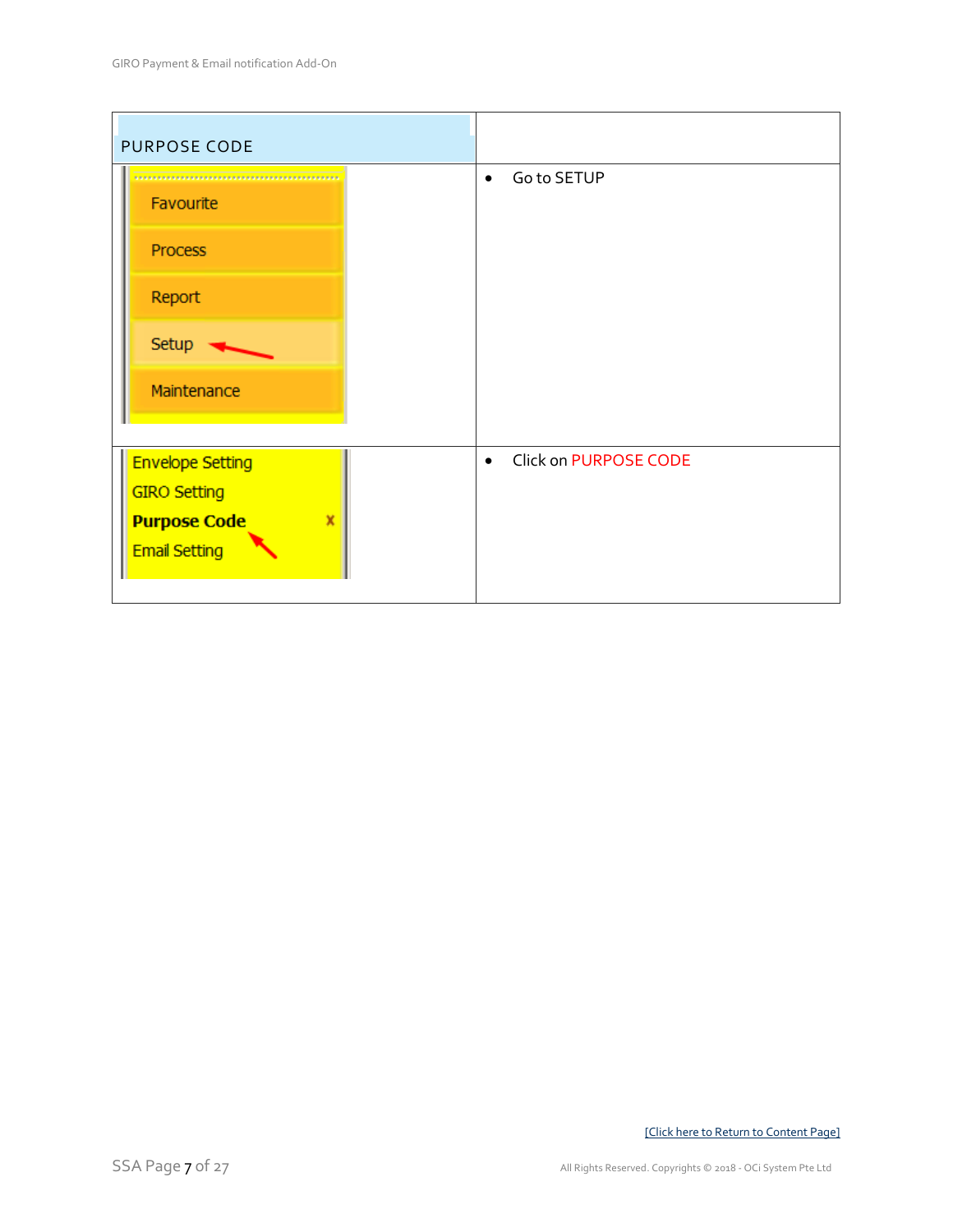| PURPOSE CODE | |
|---|---|
| Favourite<br>Process<br>Report<br>Setup<br>Maintenance | • Go to SETUP |
| Envelope Setting<br>GIRO Setting<br>**Purpose Code**<br>Email Setting | • Click on PURPOSE CODE |

[Click here to Return to Content Page]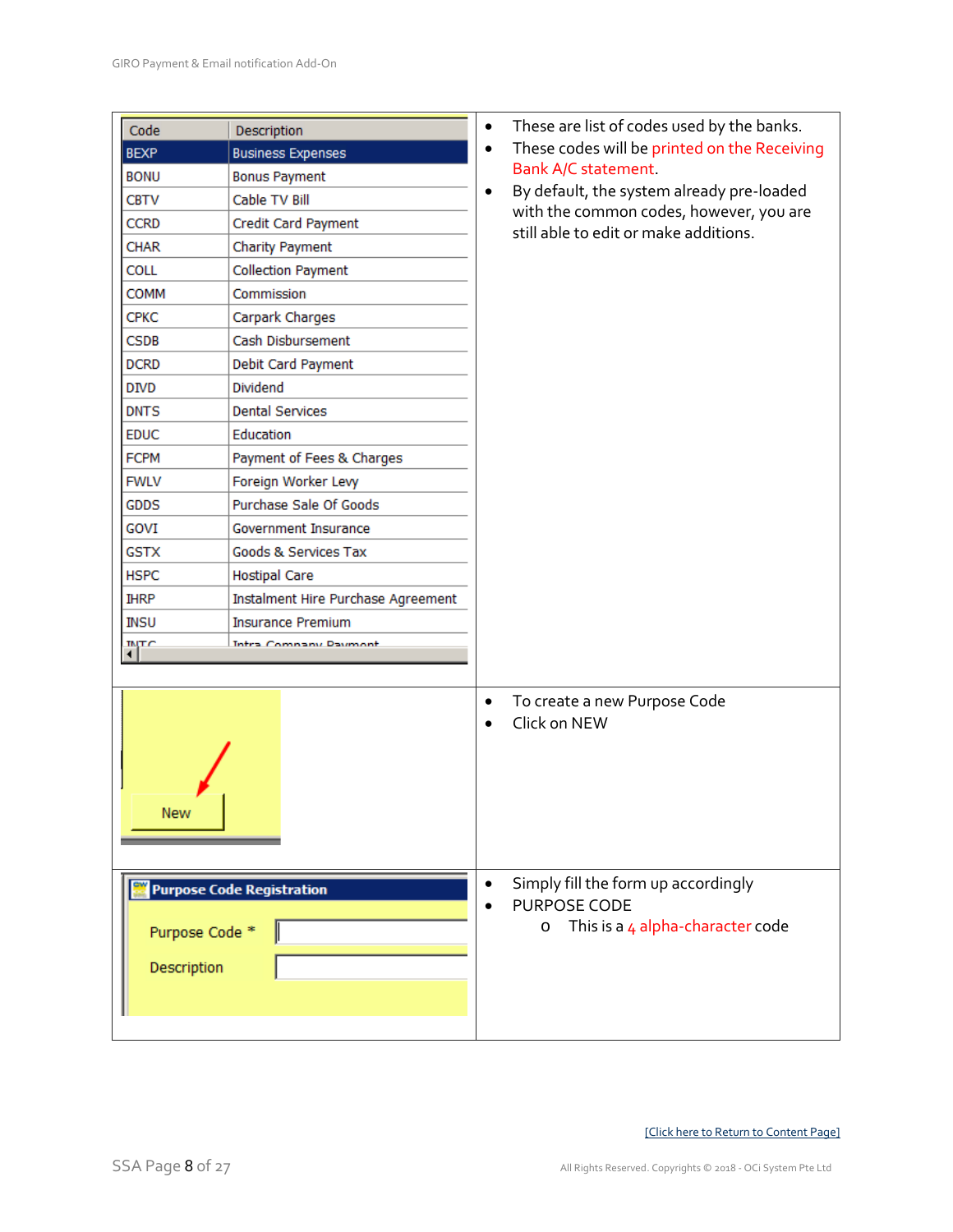| Code | Description |
| --- | --- |
| BEXP | Business Expenses |
| BONU | Bonus Payment |
| CBTV | Cable TV Bill |
| CCRD | Credit Card Payment |
| CHAR | Charity Payment |
| COLL | Collection Payment |
| COMM | Commission |
| CPKC | Carpark Charges |
| CSDB | Cash Disbursement |
| DCRD | Debit Card Payment |
| DIVD | Dividend |
| DNTS | Dental Services |
| EDUC | Education |
| FCPM | Payment of Fees & Charges |
| FWLV | Foreign Worker Levy |
| GDDS | Purchase Sale Of Goods |
| GOVI | Government Insurance |
| GSTX | Goods & Services Tax |
| HSPC | Hostipal Care |
| IHRP | Instalment Hire Purchase Agreement |
| INSU | Insurance Premium |
| INTC | Intra Company Payment |

- These are list of codes used by the banks.
- These codes will be printed on the Receiving Bank A/C statement.
- By default, the system already pre-loaded with the common codes, however, you are still able to edit or make additions.

New

- To create a new Purpose Code
- Click on NEW

**Purpose Code Registration**

Purpose Code *

Description

- Simply fill the form up accordingly
- PURPOSE CODE
  - This is a 4 alpha-character code

[Click here to Return to Content Page]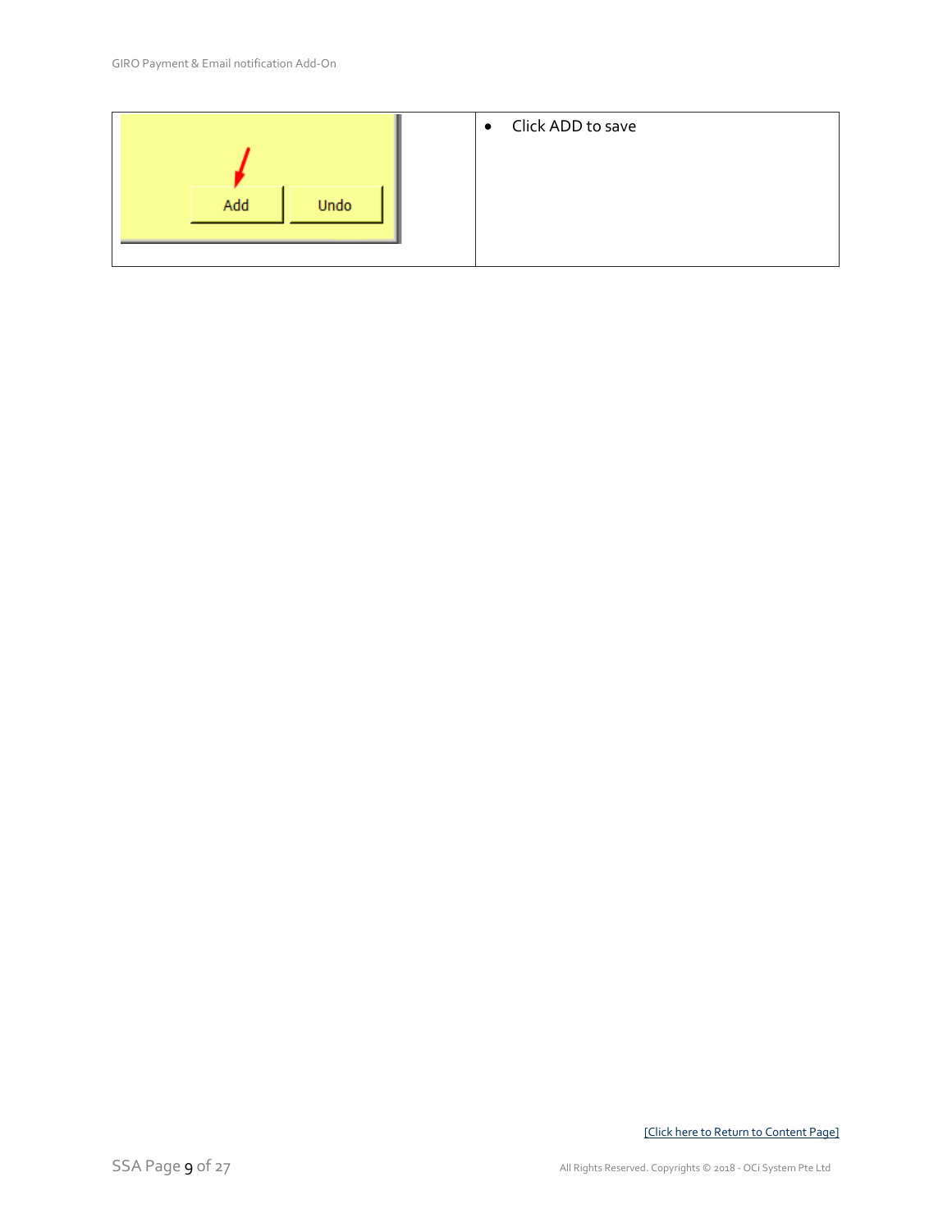|  |  |
| --- | --- |
| Add Undo | • Click ADD to save |

[Click here to Return to Content Page]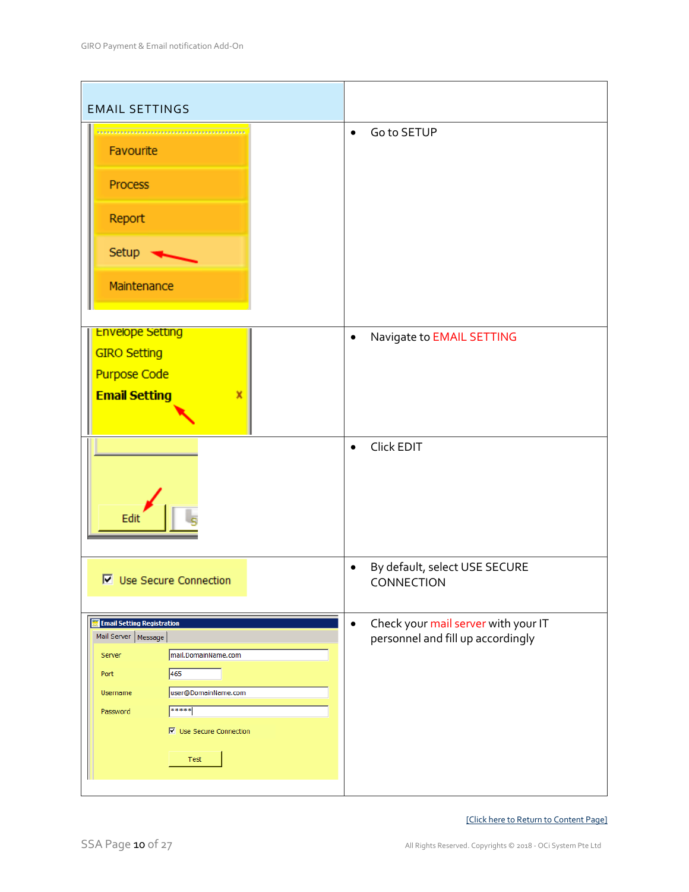| EMAIL SETTINGS | |
|---|---|
| | • Go to SETUP |
| | • Navigate to EMAIL SETTING |
| | • Click EDIT |
| | • By default, select USE SECURE CONNECTION |
| | • Check your mail server with your IT personnel and fill up accordingly |

[Click here to Return to Content Page]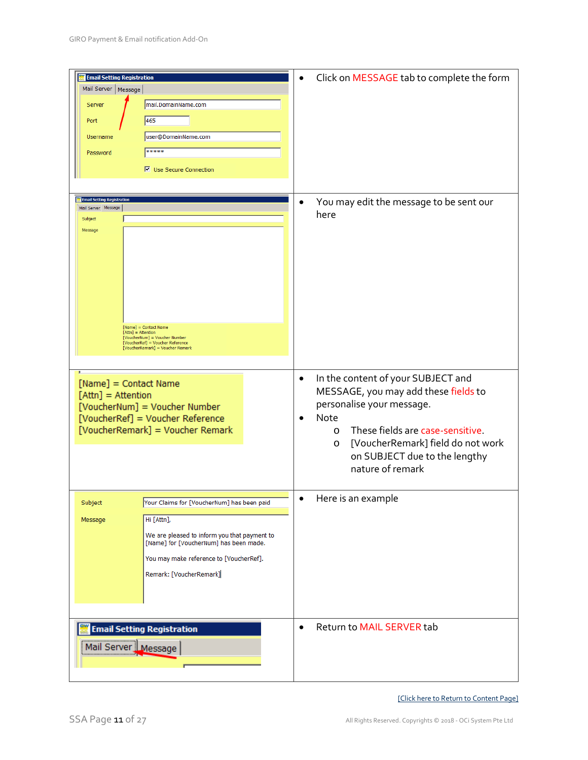| | |
|---|---|
| Email Setting Registration<br>Mail Server \| Message<br>Server: mail.DomainName.com<br>Port: 465<br>Username: user@DomainName.com<br>Password: *****<br>Use Secure Connection | • Click on MESSAGE tab to complete the form |
| Email Setting Registration<br>Mail Server \| Message<br>Subject<br>Message<br>[Name] = Contact Name<br>[Attn] = Attention<br>[VoucherNum] = Voucher Number<br>[VoucherRef] = Voucher Reference<br>[VoucherRemark] = Voucher Remark | • You may edit the message to be sent our here |
| [Name] = Contact Name<br>[Attn] = Attention<br>[VoucherNum] = Voucher Number<br>[VoucherRef] = Voucher Reference<br>[VoucherRemark] = Voucher Remark | • In the content of your SUBJECT and MESSAGE, you may add these fields to personalise your message.<br>• Note<br>&nbsp;&nbsp;o These fields are case-sensitive.<br>&nbsp;&nbsp;o [VoucherRemark] field do not work on SUBJECT due to the lengthy nature of remark |
| Subject: Your Claims for [VoucherNum] has been paid<br>Message: Hi [Attn],<br>We are pleased to inform you that payment to [Name] for [VoucherNum] has been made.<br>You may make reference to [VoucherRef].<br>Remark: [VoucherRemark] | • Here is an example |
| Email Setting Registration<br>Mail Server \| Message | • Return to MAIL SERVER tab |

[Click here to Return to Content Page]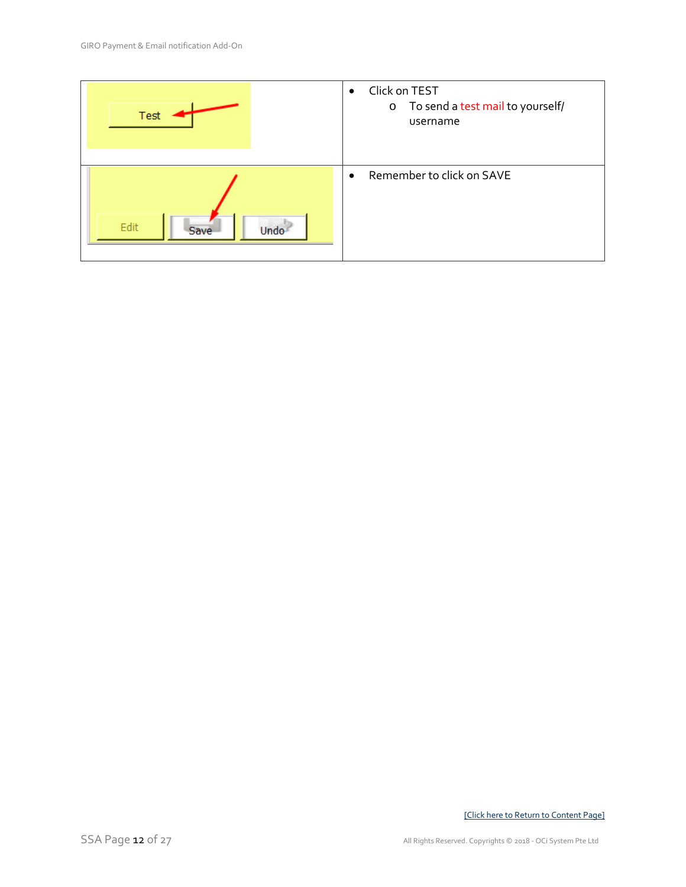| | |
|---|---|
| Test | • Click on TEST<br>  o To send a test mail to yourself/ username |
| Edit Save Undo | • Remember to click on SAVE |

[Click here to Return to Content Page]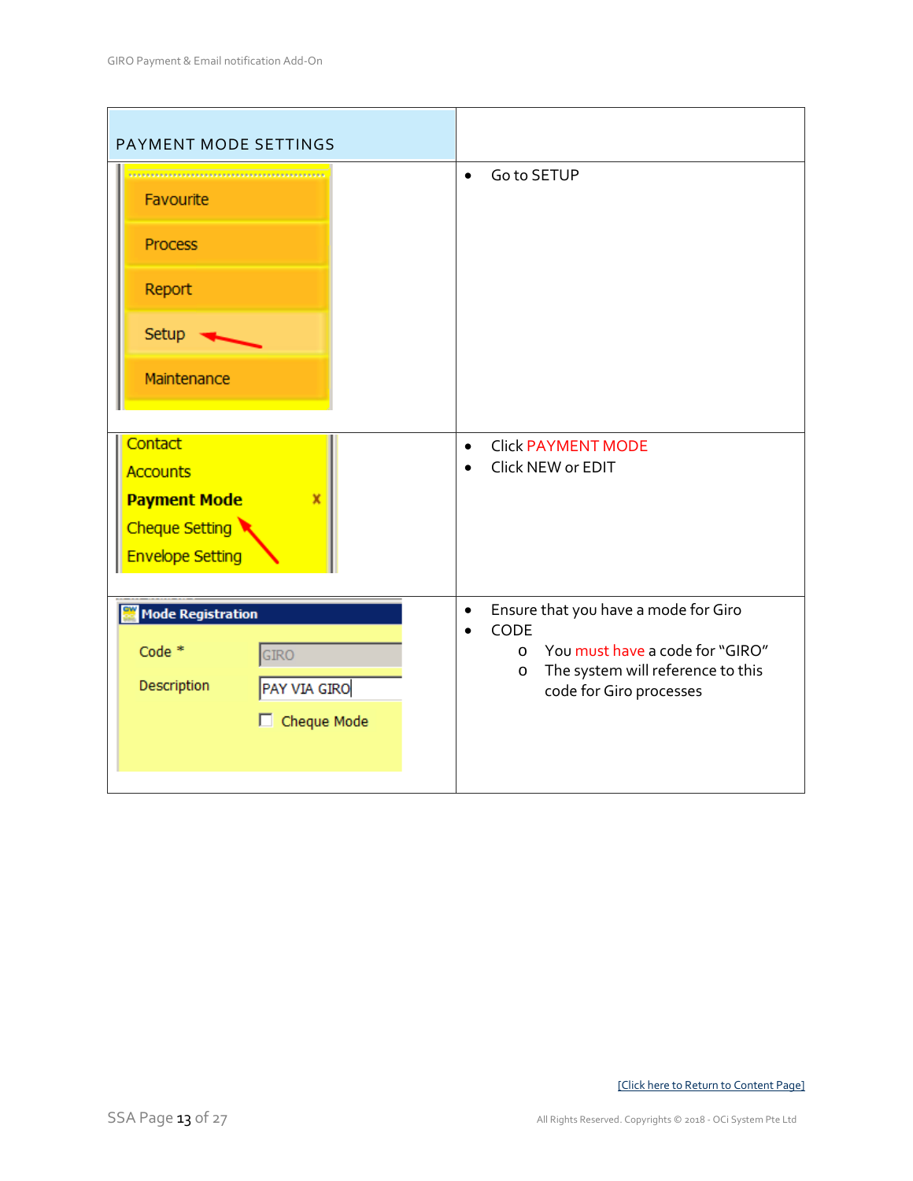| PAYMENT MODE SETTINGS | |
|---|---|
| Favourite<br>Process<br>Report<br>Setup<br>Maintenance | • Go to SETUP |
| Contact<br>Accounts<br>**Payment Mode**<br>Cheque Setting<br>Envelope Setting | • Click PAYMENT MODE<br>• Click NEW or EDIT |
| **Mode Registration**<br>Code * GIRO<br>Description PAY VIA GIRO<br>Cheque Mode | • Ensure that you have a mode for Giro<br>• CODE<br>&nbsp;&nbsp;&nbsp;o You must have a code for "GIRO"<br>&nbsp;&nbsp;&nbsp;o The system will reference to this code for Giro processes |

[Click here to Return to Content Page]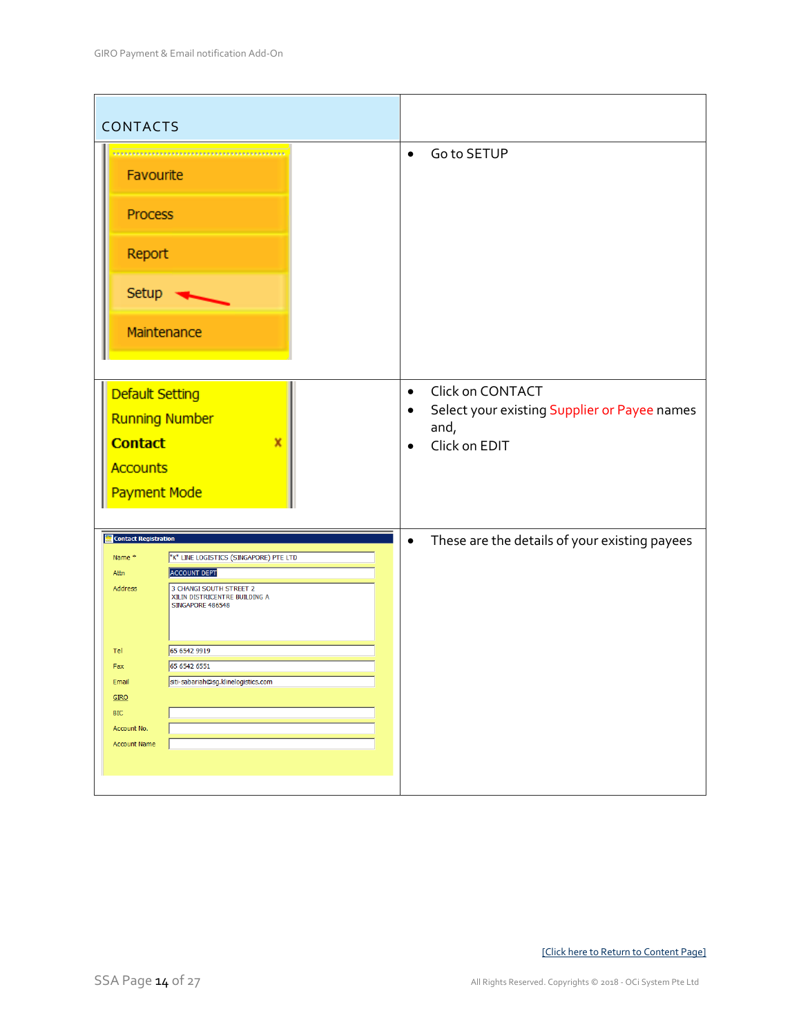| CONTACTS | |
|---|---|
| Favourite<br>Process<br>Report<br>Setup<br>Maintenance | • Go to SETUP |
| Default Setting<br>Running Number<br>**Contact**<br>Accounts<br>Payment Mode | • Click on CONTACT<br>• Select your existing Supplier or Payee names and,<br>• Click on EDIT |
| **Contact Registration**<br>Name * "K" LINE LOGISTICS (SINGAPORE) PTE LTD<br>Attn ACCOUNT DEPT<br>Address 3 CHANGI SOUTH STREET 2 XILIN DISTRICENTRE BUILDING A SINGAPORE 486548<br>Tel 65 6542 9919<br>Fax 65 6542 6551<br>Email siti-sabariah@sg.klinelogistics.com<br>GIRO<br>BIC<br>Account No.<br>Account Name | • These are the details of your existing payees |

[Click here to Return to Content Page]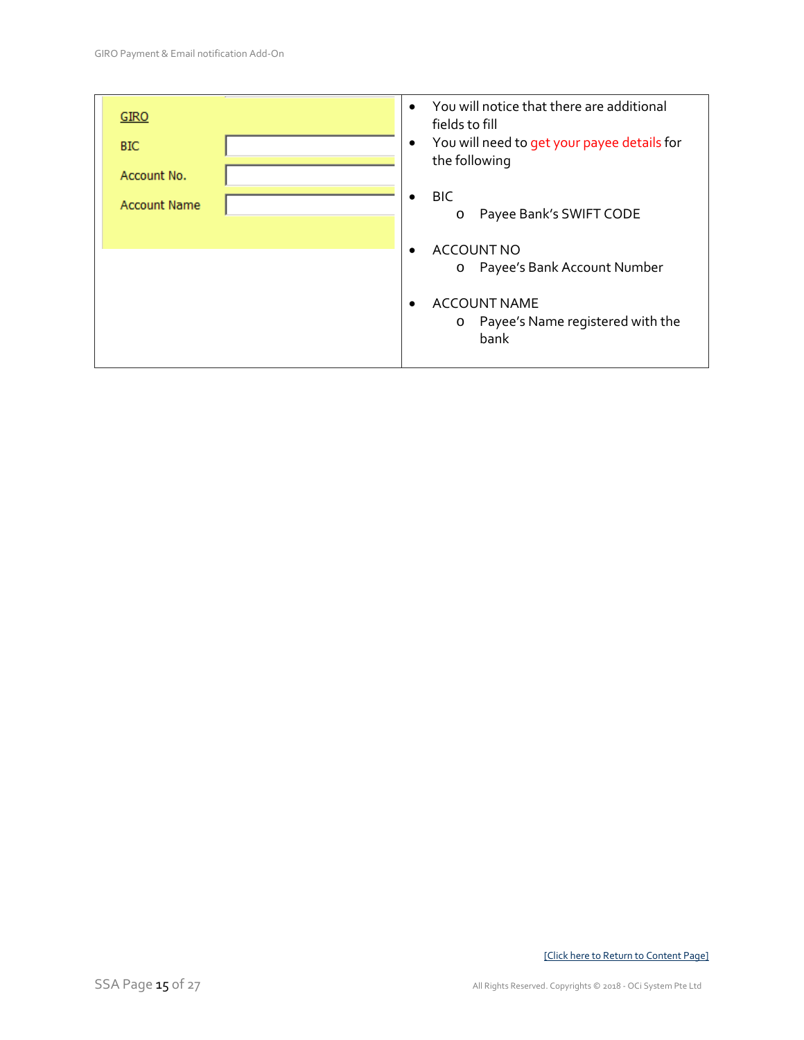| GIRO<br>BIC<br>Account No.<br>Account Name | • You will notice that there are additional fields to fill<br>• You will need to get your payee details for the following<br><br>• BIC<br>    o Payee Bank's SWIFT CODE<br><br>• ACCOUNT NO<br>    o Payee's Bank Account Number<br><br>• ACCOUNT NAME<br>    o Payee's Name registered with the bank |
| --- | --- |

[Click here to Return to Content Page]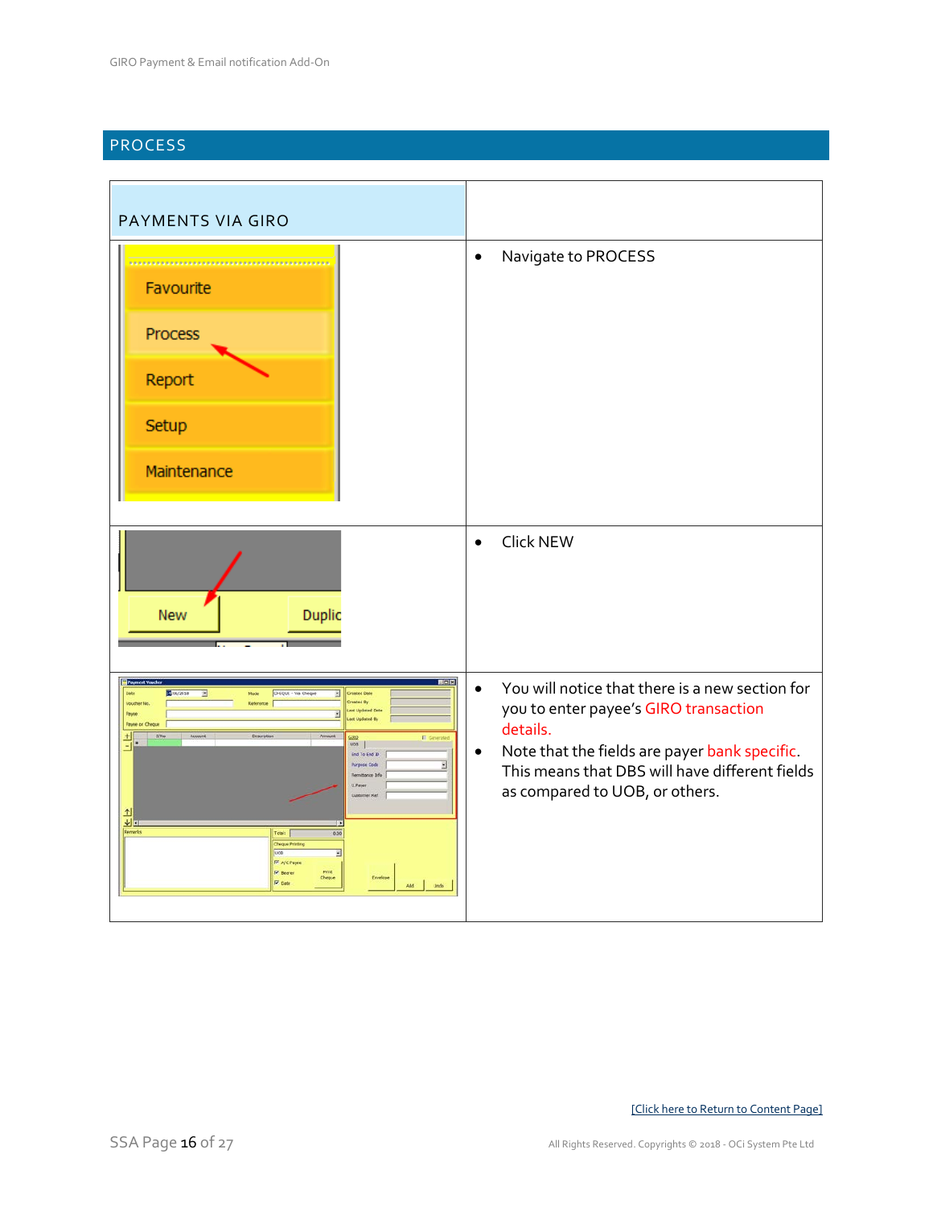## PROCESS

| PAYMENTS VIA GIRO | |
|---|---|
| | • Navigate to PROCESS |
| | • Click NEW |
| | • You will notice that there is a new section for you to enter payee's GIRO transaction details.<br>• Note that the fields are payer bank specific. This means that DBS will have different fields as compared to UOB, or others. |

[Click here to Return to Content Page]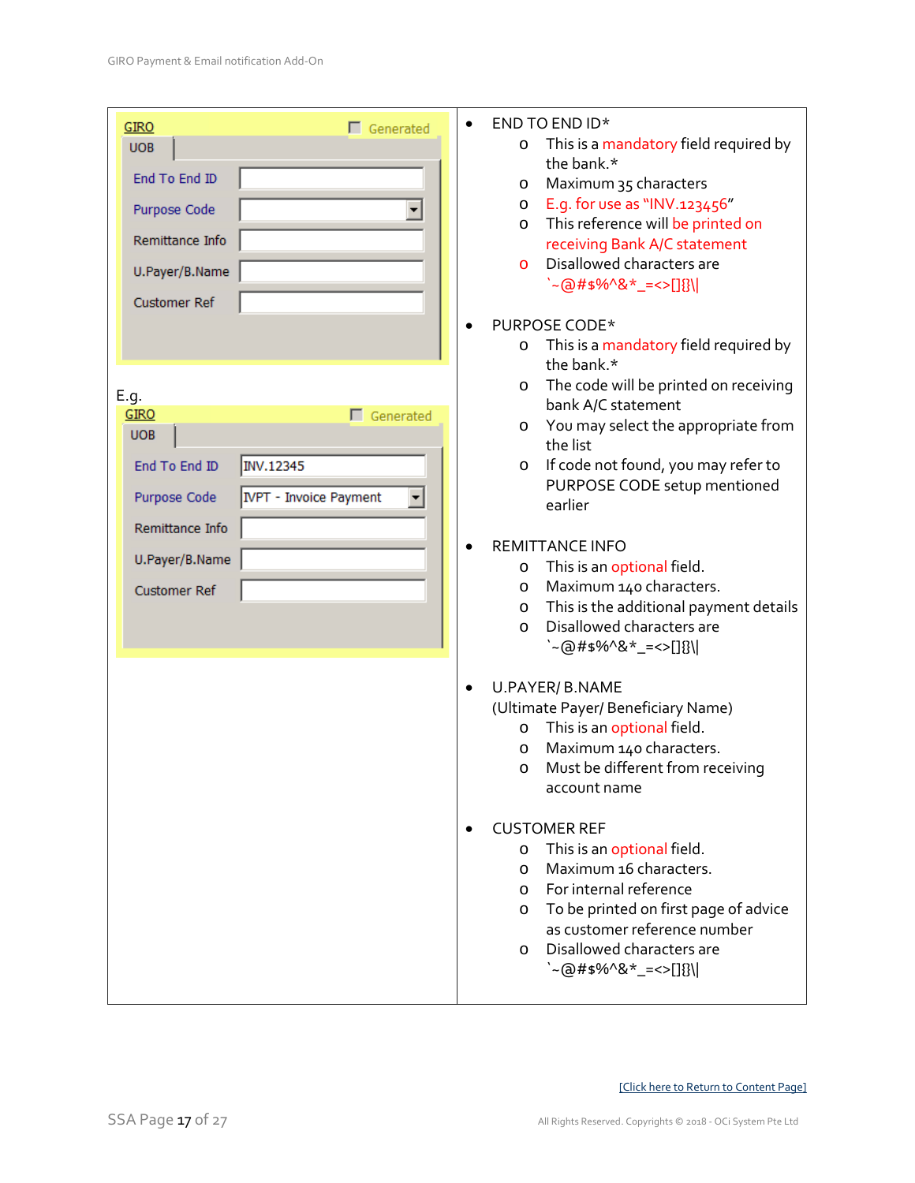| | |
|---|---|
| GIRO ☐ Generated<br>UOB<br>End To End ID [ ]<br>Purpose Code [ ]<br>Remittance Info [ ]<br>U.Payer/B.Name [ ]<br>Customer Ref [ ]<br><br>E.g.<br>GIRO ☐ Generated<br>UOB<br>End To End ID [INV.12345]<br>Purpose Code [IVPT - Invoice Payment]<br>Remittance Info [ ]<br>U.Payer/B.Name [ ]<br>Customer Ref [ ] | • END TO END ID*<br>o This is a mandatory field required by the bank.*<br>o Maximum 35 characters<br>o E.g. for use as "INV.123456"<br>o This reference will be printed on receiving Bank A/C statement<br>o Disallowed characters are `~@#$%^&*_=<>[]{}\|<br><br>• PURPOSE CODE*<br>o This is a mandatory field required by the bank.*<br>o The code will be printed on receiving bank A/C statement<br>o You may select the appropriate from the list<br>o If code not found, you may refer to PURPOSE CODE setup mentioned earlier<br><br>• REMITTANCE INFO<br>o This is an optional field.<br>o Maximum 140 characters.<br>o This is the additional payment details<br>o Disallowed characters are `~@#$%^&*_=<>[]{}\|<br><br>• U.PAYER/ B.NAME (Ultimate Payer/ Beneficiary Name)<br>o This is an optional field.<br>o Maximum 140 characters.<br>o Must be different from receiving account name<br><br>• CUSTOMER REF<br>o This is an optional field.<br>o Maximum 16 characters.<br>o For internal reference<br>o To be printed on first page of advice as customer reference number<br>o Disallowed characters are `~@#$%^&*_=<>[]{}\| |

[Click here to Return to Content Page]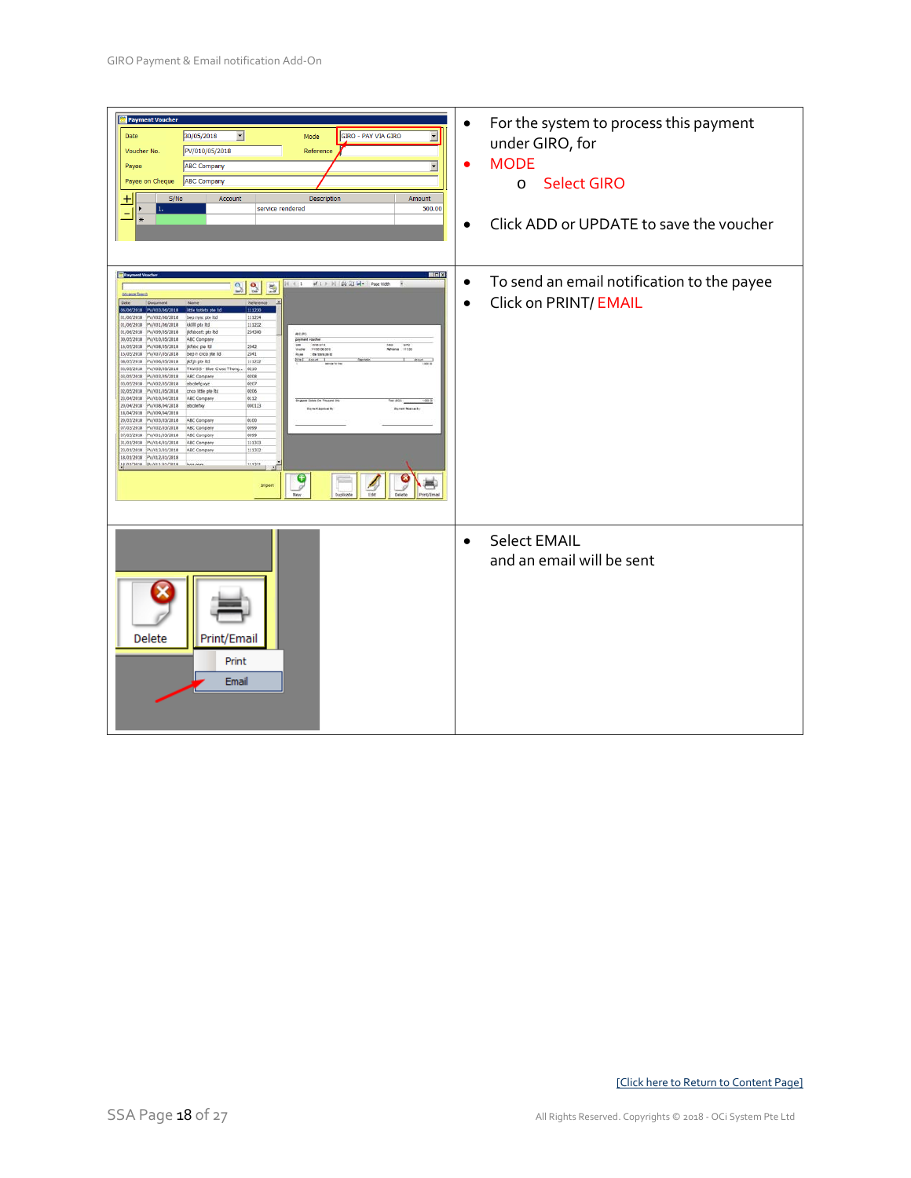|  |  |
|---|---|
|  | • For the system to process this payment under GIRO, for<br>• MODE<br>  o Select GIRO<br><br>• Click ADD or UPDATE to save the voucher |
|  | • To send an email notification to the payee<br>• Click on PRINT/ EMAIL |
|  | • Select EMAIL and an email will be sent |

[Click here to Return to Content Page]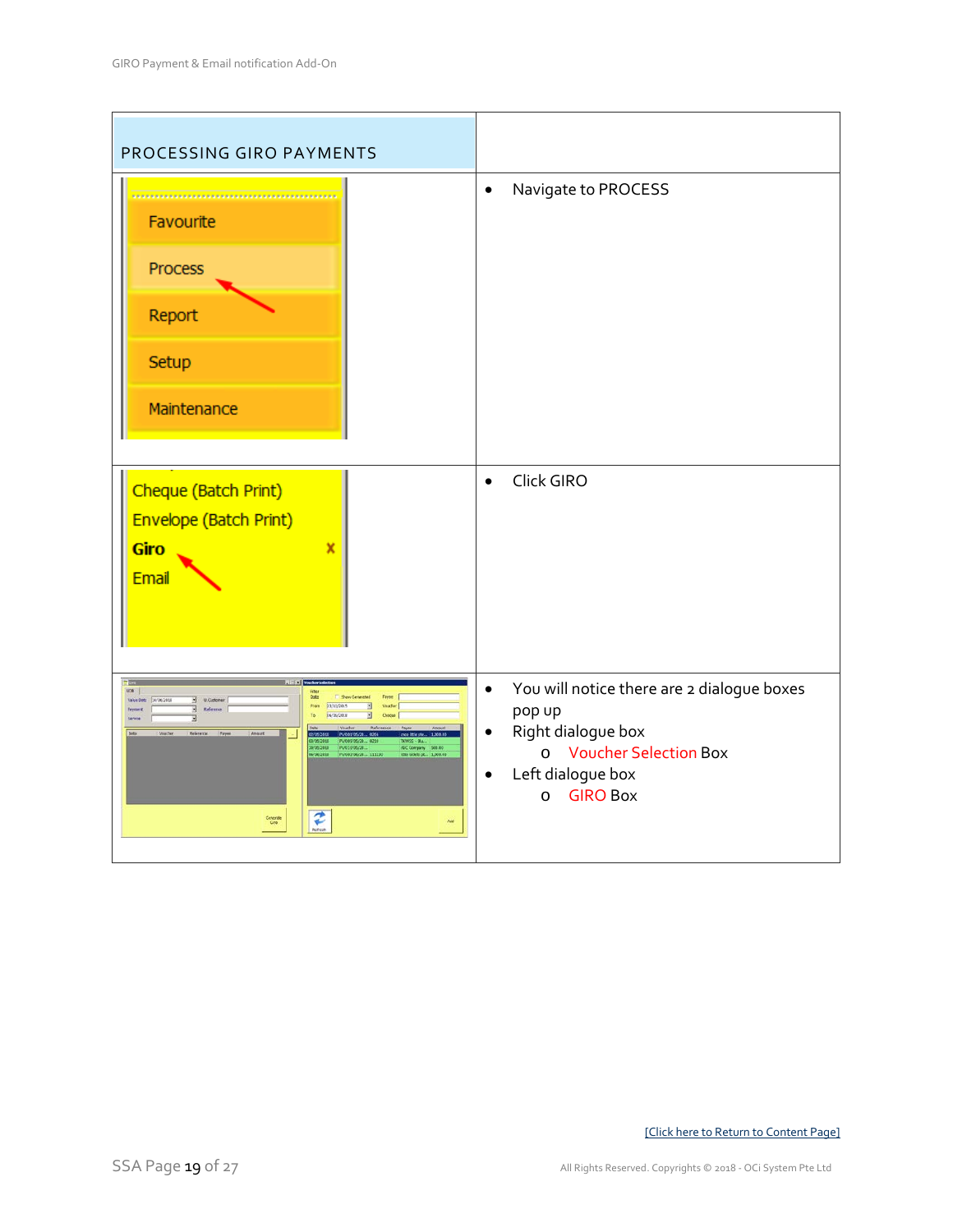| PROCESSING GIRO PAYMENTS | |
|---|---|
| | • Navigate to PROCESS |
| | • Click GIRO |
| | • You will notice there are 2 dialogue boxes pop up<br>• Right dialogue box<br>  o Voucher Selection Box<br>• Left dialogue box<br>  o GIRO Box |

[Click here to Return to Content Page]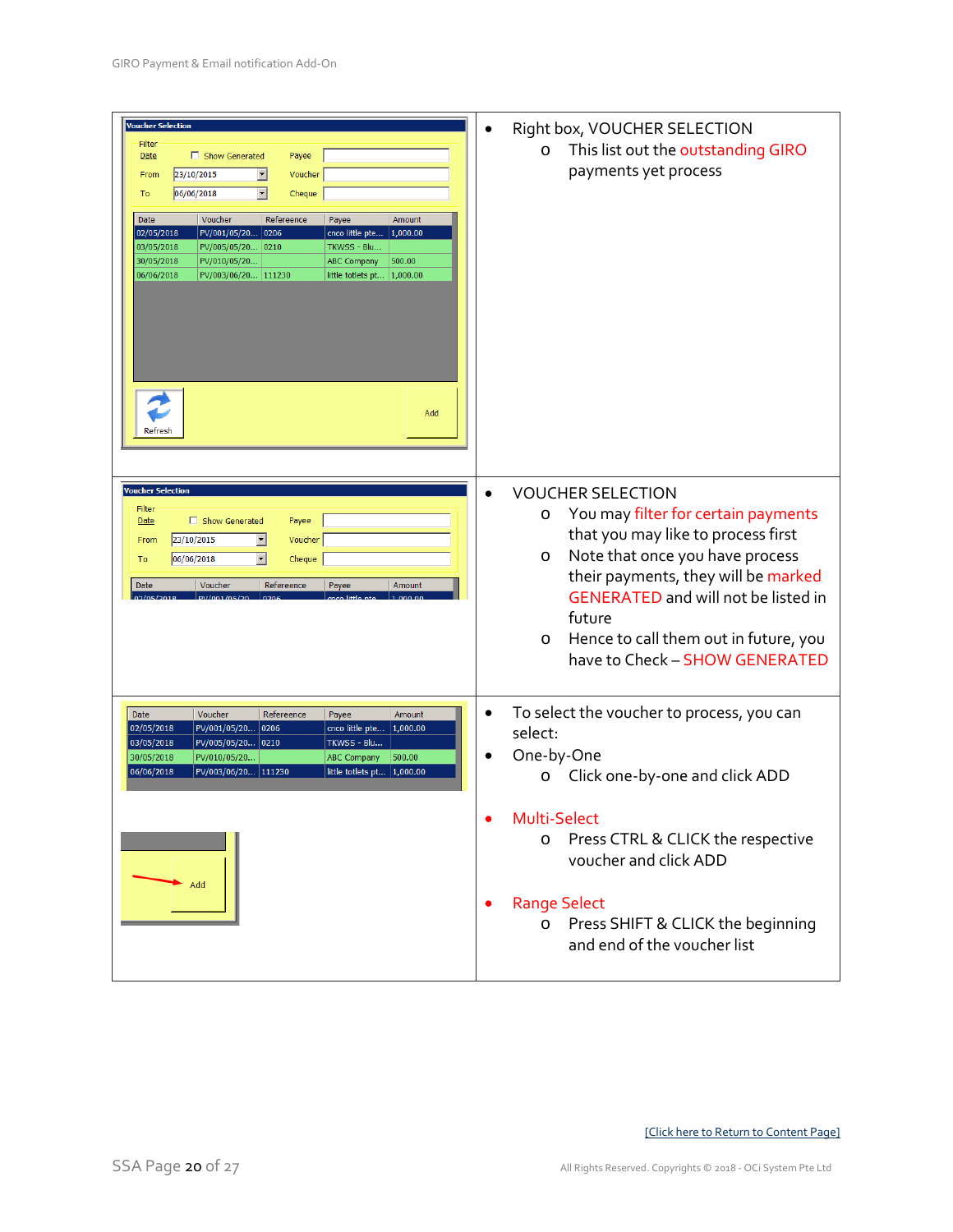| | |
|---|---|
| | • Right box, VOUCHER SELECTION<br>  o This list out the outstanding GIRO payments yet process |
| | • VOUCHER SELECTION<br>  o You may filter for certain payments that you may like to process first<br>  o Note that once you have process their payments, they will be marked GENERATED and will not be listed in future<br>  o Hence to call them out in future, you have to Check – SHOW GENERATED |
| | • To select the voucher to process, you can select:<br>• One-by-One<br>  o Click one-by-one and click ADD<br><br>• Multi-Select<br>  o Press CTRL & CLICK the respective voucher and click ADD<br><br>• Range Select<br>  o Press SHIFT & CLICK the beginning and end of the voucher list |

[Click here to Return to Content Page]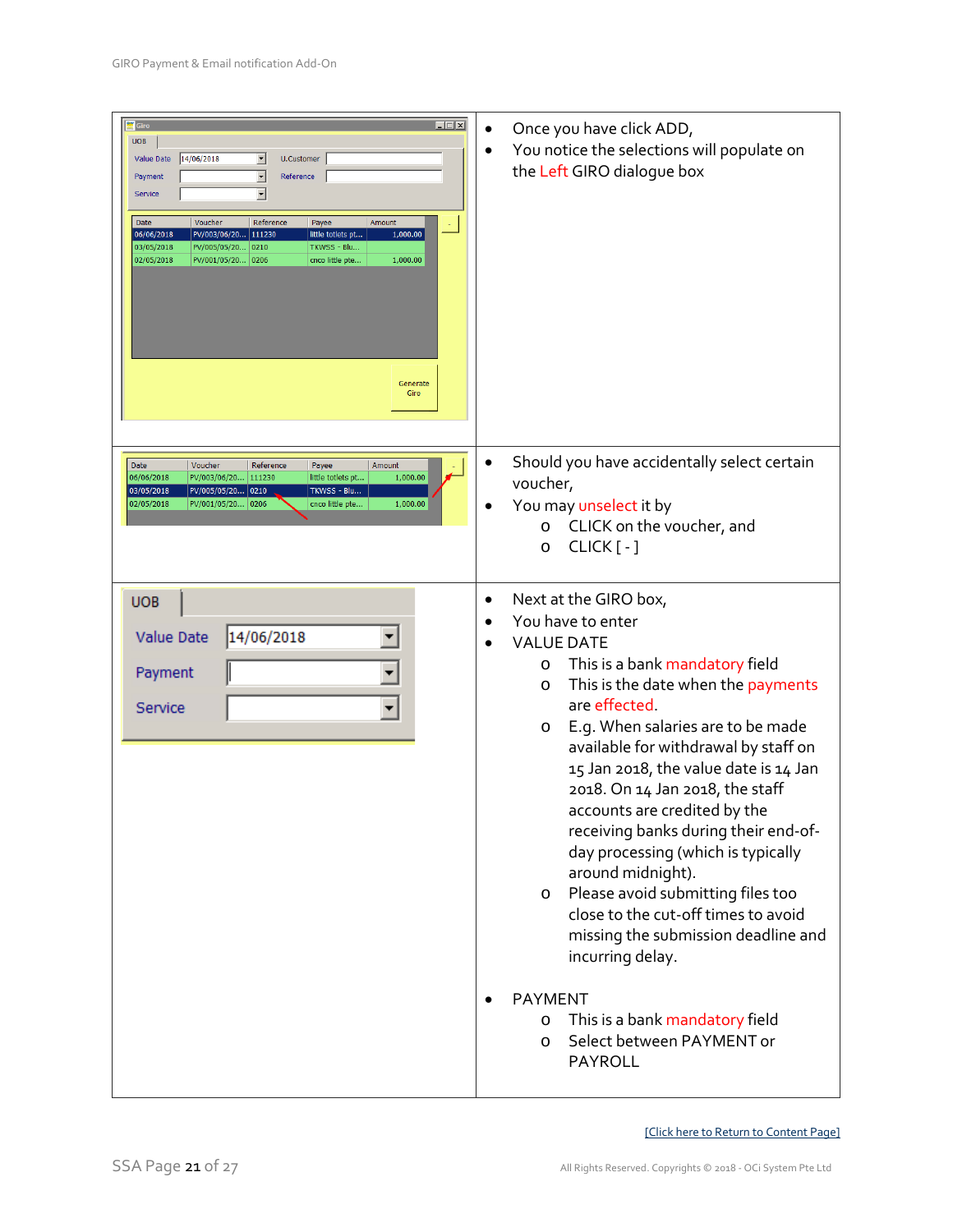- Once you have click ADD,
- You notice the selections will populate on the Left GIRO dialogue box

- Should you have accidentally select certain voucher,
- You may unselect it by
  - CLICK on the voucher, and
  - CLICK [ - ]

- Next at the GIRO box,
- You have to enter
- VALUE DATE
  - This is a bank mandatory field
  - This is the date when the payments are effected.
  - E.g. When salaries are to be made available for withdrawal by staff on 15 Jan 2018, the value date is 14 Jan 2018. On 14 Jan 2018, the staff accounts are credited by the receiving banks during their end-of-day processing (which is typically around midnight).
  - Please avoid submitting files too close to the cut-off times to avoid missing the submission deadline and incurring delay.

- PAYMENT
  - This is a bank mandatory field
  - Select between PAYMENT or PAYROLL

[Click here to Return to Content Page]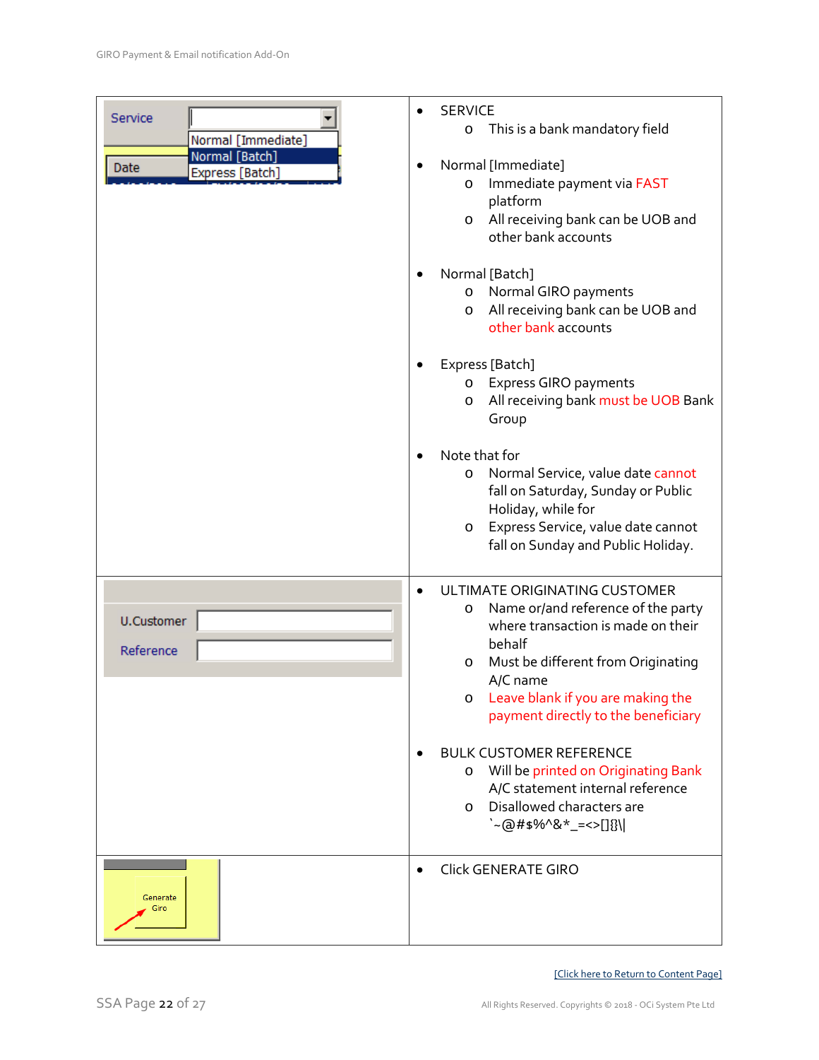| | |
|---|---|
| Service<br>Normal [Immediate]<br>Normal [Batch]<br>Express [Batch]<br>Date | • SERVICE<br>  o This is a bank mandatory field<br><br>• Normal [Immediate]<br>  o Immediate payment via FAST platform<br>  o All receiving bank can be UOB and other bank accounts<br><br>• Normal [Batch]<br>  o Normal GIRO payments<br>  o All receiving bank can be UOB and other bank accounts<br><br>• Express [Batch]<br>  o Express GIRO payments<br>  o All receiving bank must be UOB Bank Group<br><br>• Note that for<br>  o Normal Service, value date cannot fall on Saturday, Sunday or Public Holiday, while for<br>  o Express Service, value date cannot fall on Sunday and Public Holiday. |
| U.Customer<br>Reference | • ULTIMATE ORIGINATING CUSTOMER<br>  o Name or/and reference of the party where transaction is made on their behalf<br>  o Must be different from Originating A/C name<br>  o Leave blank if you are making the payment directly to the beneficiary<br><br>• BULK CUSTOMER REFERENCE<br>  o Will be printed on Originating Bank A/C statement internal reference<br>  o Disallowed characters are `~@#$%^&*_=<>[]{}\| |
| Generate Giro | • Click GENERATE GIRO |

[Click here to Return to Content Page]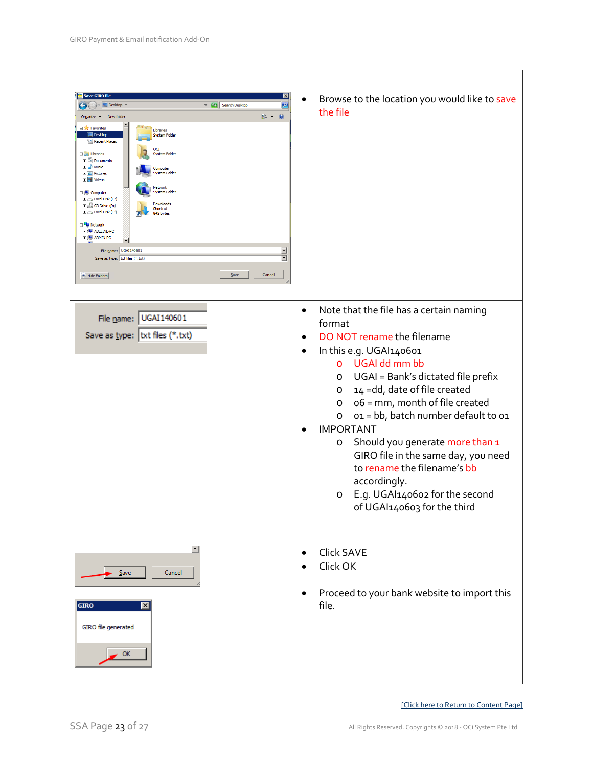| | |
|---|---|
| | • Browse to the location you would like to save the file |
| File name: UGAI140601<br>Save as type: txt files (*.txt) | • Note that the file has a certain naming format<br>• DO NOT rename the filename<br>• In this e.g. UGAI140601<br>  o UGAI dd mm bb<br>  o UGAI = Bank's dictated file prefix<br>  o 14 =dd, date of file created<br>  o 06 = mm, month of file created<br>  o 01 = bb, batch number default to 01<br>• IMPORTANT<br>  o Should you generate more than 1 GIRO file in the same day, you need to rename the filename's bb accordingly.<br>  o E.g. UGAI140602 for the second of UGAI140603 for the third |
| Save Cancel<br>GIRO<br>GIRO file generated<br>OK | • Click SAVE<br>• Click OK<br><br>• Proceed to your bank website to import this file. |

[Click here to Return to Content Page]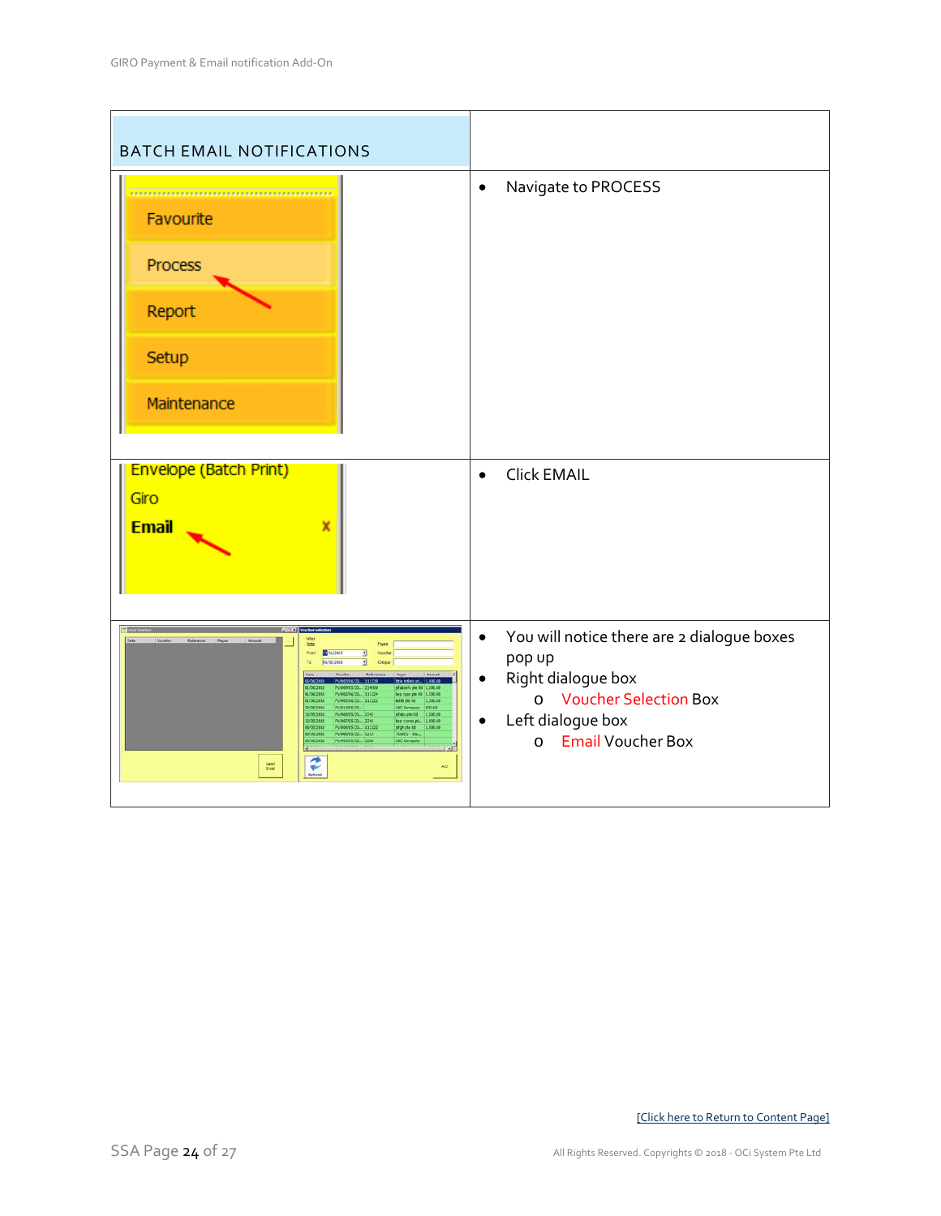| BATCH EMAIL NOTIFICATIONS | |
|---|---|
| Favourite<br>Process<br>Report<br>Setup<br>Maintenance | • Navigate to PROCESS |
| Envelope (Batch Print)<br>Giro<br>Email | • Click EMAIL |
| | • You will notice there are 2 dialogue boxes pop up<br>• Right dialogue box<br>  o Voucher Selection Box<br>• Left dialogue box<br>  o Email Voucher Box |

[Click here to Return to Content Page]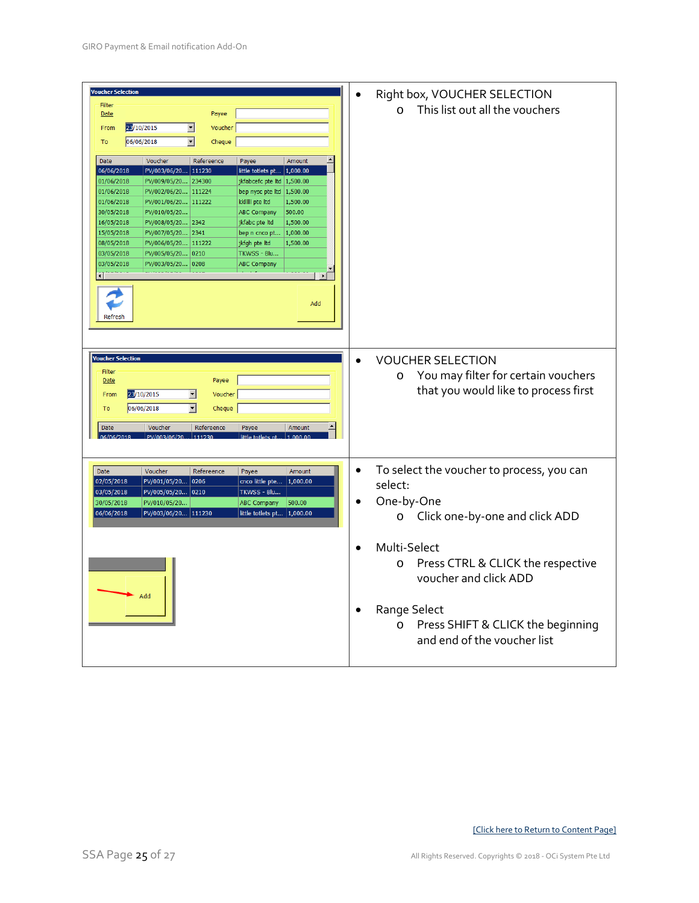| | |
|---|---|
| Voucher Selection<br>Filter<br>Date From 23/10/2015 To 06/06/2018<br>Payee / Voucher / Cheque<br><br>Date \| Voucher \| Refereence \| Payee \| Amount<br>06/06/2018 \| PV/003/06/20... \| 111230 \| little toilets pt... \| 1,000.00<br>01/06/2018 \| PV/009/05/20... \| 234300 \| jkfabcefc pte ltd \| 1,500.00<br>01/06/2018 \| PV/002/06/20... \| 111224 \| bep nysc pte ltd \| 1,500.00<br>01/06/2018 \| PV/001/06/20... \| 111222 \| kklllll pte ltd \| 1,500.00<br>30/05/2018 \| PV/010/05/20... \| \| ABC Company \| 500.00<br>16/05/2018 \| PV/008/05/20... \| 2342 \| jkfabc pte ltd \| 1,500.00<br>15/05/2018 \| PV/007/05/20... \| 2341 \| bep n cnco pt... \| 1,000.00<br>08/05/2018 \| PV/006/05/20... \| 111222 \| jkfgh pte ltd \| 1,500.00<br>03/05/2018 \| PV/005/05/20... \| 0210 \| TKWSS - Blu... \|<br>03/05/2018 \| PV/003/05/20... \| 0208 \| ABC Company \|<br><br>Refresh \| Add | • Right box, VOUCHER SELECTION<br>  o This list out all the vouchers |
| Voucher Selection<br>Filter<br>Date From 23/10/2015 To 06/06/2018<br>Payee / Voucher / Cheque | • VOUCHER SELECTION<br>  o You may filter for certain vouchers that you would like to process first |
| Date \| Voucher \| Refereence \| Payee \| Amount<br>02/05/2018 \| PV/001/05/20... \| 0206 \| cnco little pte... \| 1,000.00<br>03/05/2018 \| PV/005/05/20... \| 0210 \| TKWSS - Blu... \|<br>30/05/2018 \| PV/010/05/20... \| \| ABC Company \| 500.00<br>06/06/2018 \| PV/003/06/20... \| 111230 \| little toilets pt... \| 1,000.00<br><br>Add | • To select the voucher to process, you can select:<br>• One-by-One<br>  o Click one-by-one and click ADD<br><br>• Multi-Select<br>  o Press CTRL & CLICK the respective voucher and click ADD<br><br>• Range Select<br>  o Press SHIFT & CLICK the beginning and end of the voucher list |

[Click here to Return to Content Page]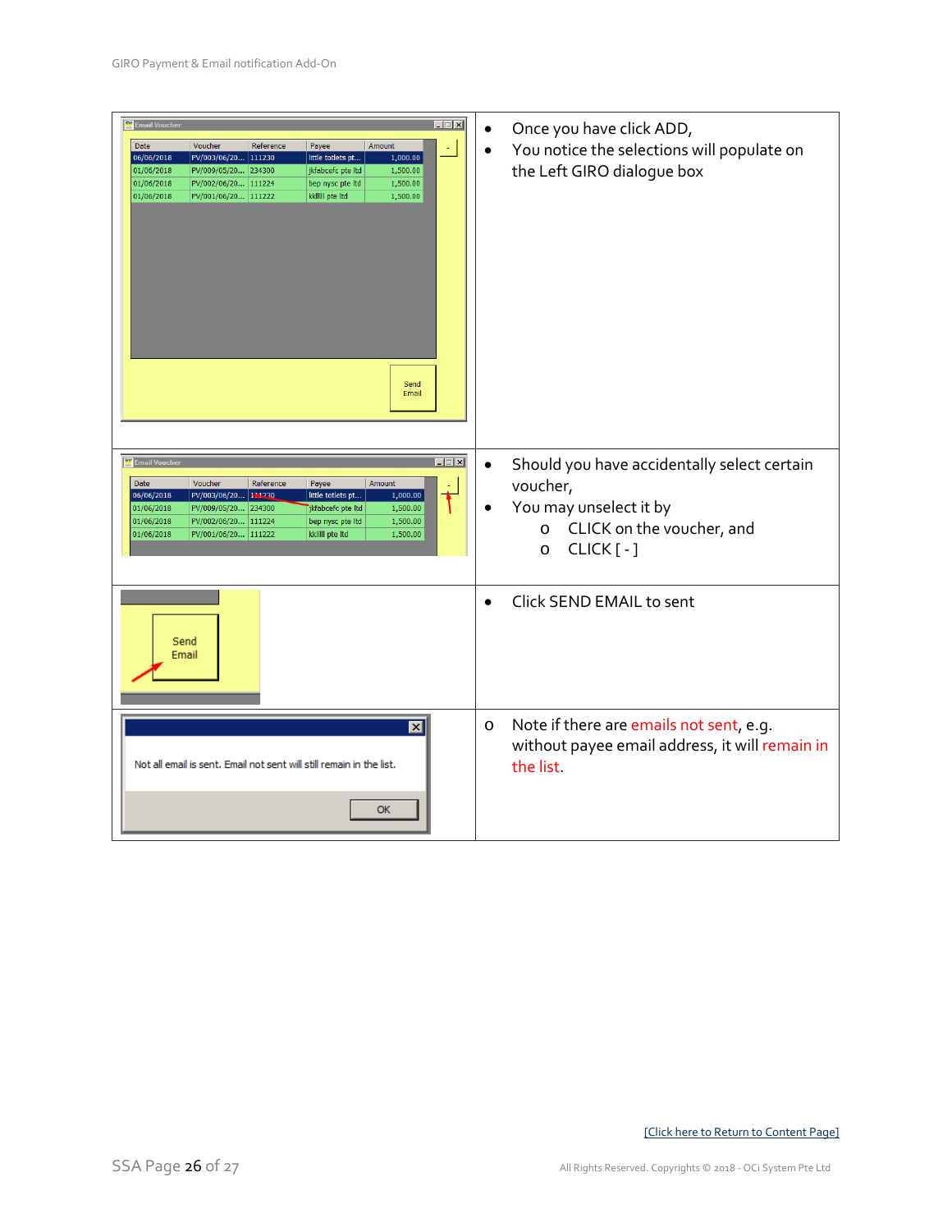- Once you have click ADD,
- You notice the selections will populate on the Left GIRO dialogue box

- Should you have accidentally select certain voucher,
- You may unselect it by
  - CLICK on the voucher, and
  - CLICK [ - ]

- Click SEND EMAIL to sent

  - Note if there are emails not sent, e.g. without payee email address, it will remain in the list.

[Click here to Return to Content Page]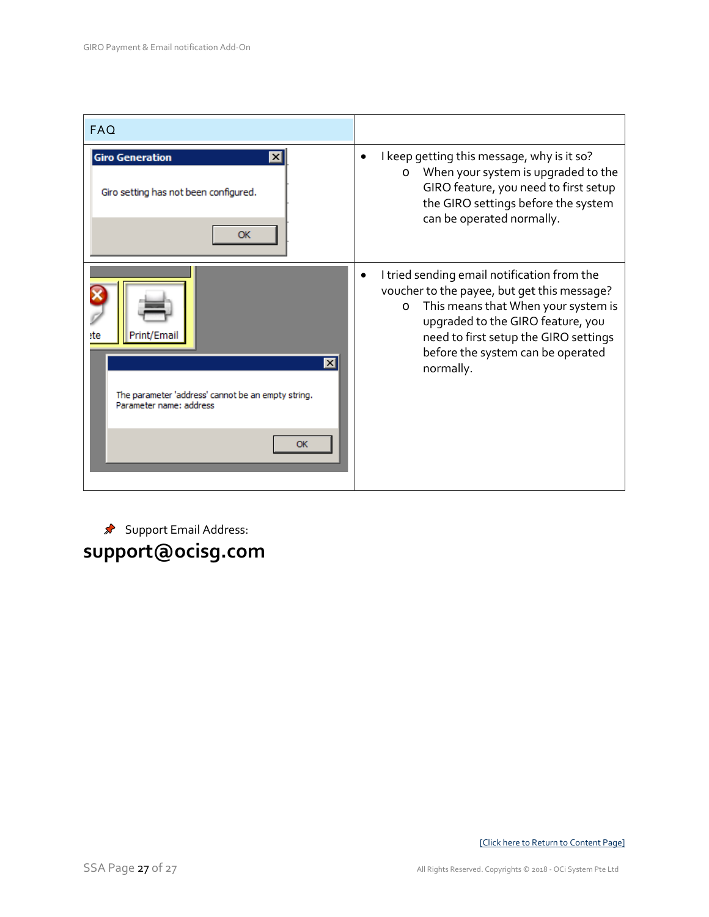| FAQ | |
|---|---|
| Giro Generation<br><br>Giro setting has not been configured.<br><br>OK | • I keep getting this message, why is it so?<br>o When your system is upgraded to the GIRO feature, you need to first setup the GIRO settings before the system can be operated normally. |
| Print/Email<br><br>The parameter 'address' cannot be an empty string.<br>Parameter name: address<br><br>OK | • I tried sending email notification from the voucher to the payee, but get this message?<br>o This means that When your system is upgraded to the GIRO feature, you need to first setup the GIRO settings before the system can be operated normally. |

📌 Support Email Address:

**support@ocisg.com**

[Click here to Return to Content Page]